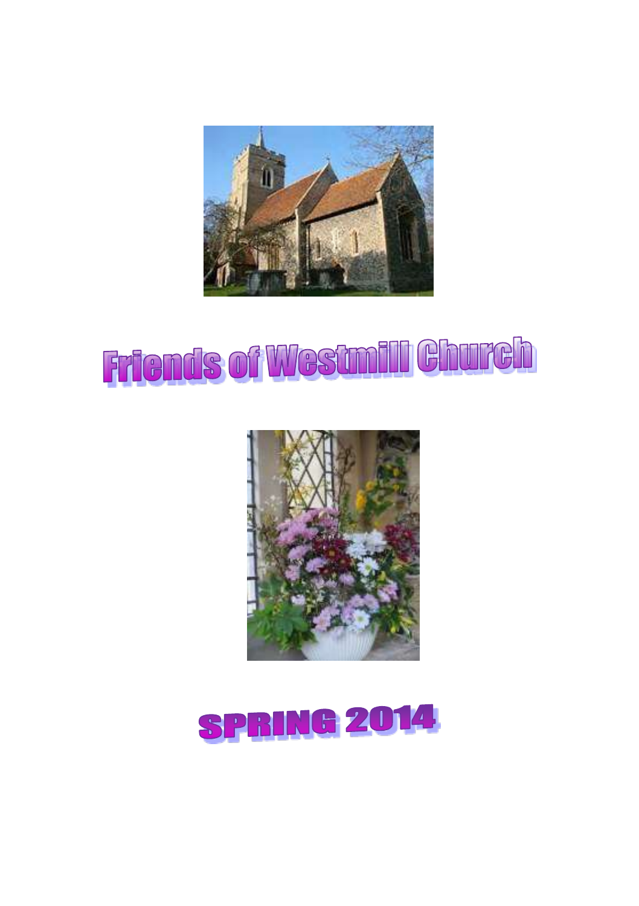# Friends of Westmill Church

## SPRING 2014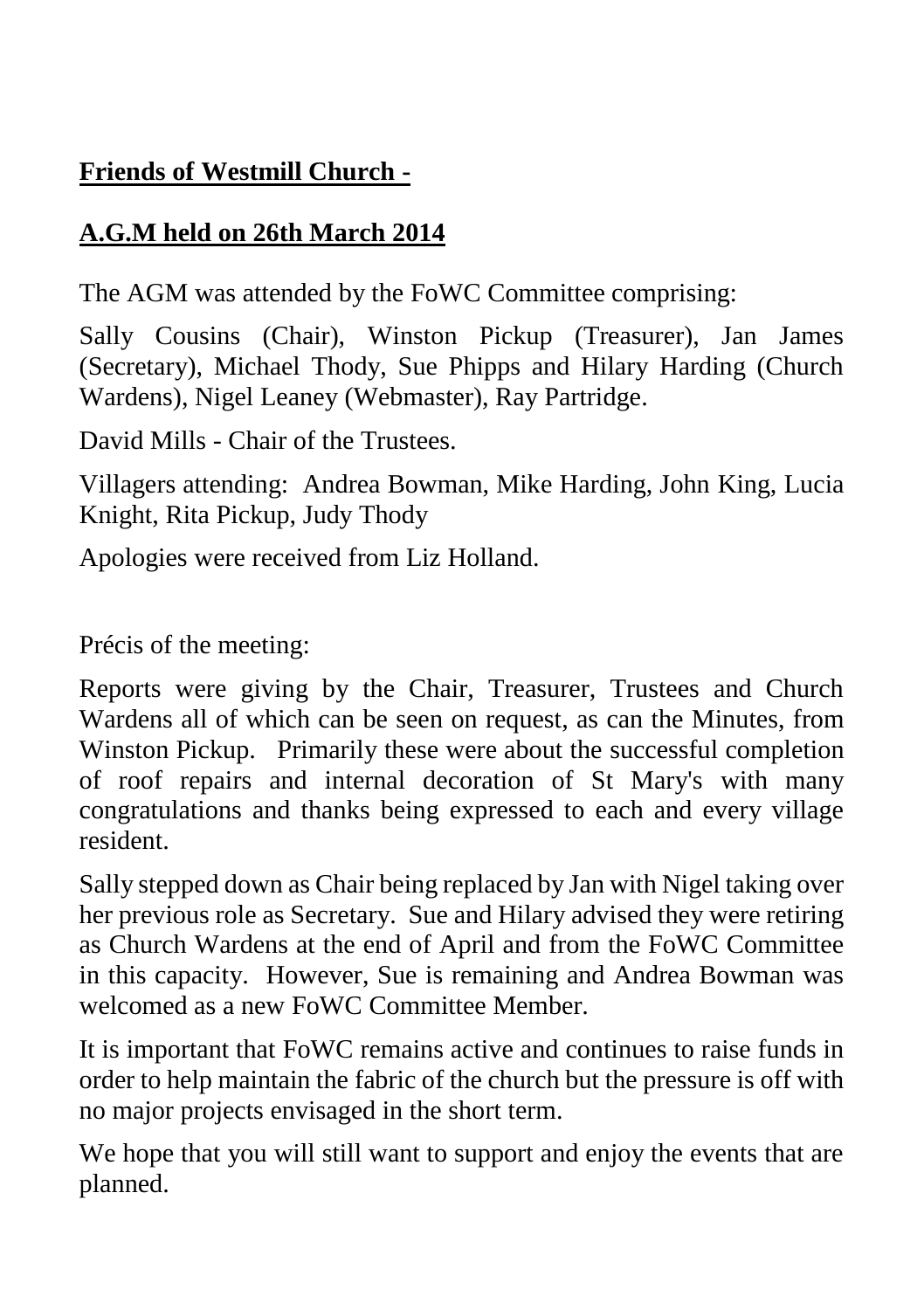**<u>Friends of Westmill Church -</u>**

**<u>A.G.M held on 26th March 2014</u>**

The AGM was attended by the FoWC Committee comprising:

Sally Cousins (Chair), Winston Pickup (Treasurer), Jan James (Secretary), Michael Thody, Sue Phipps and Hilary Harding (Church Wardens), Nigel Leaney (Webmaster), Ray Partridge.

David Mills - Chair of the Trustees.

Villagers attending: Andrea Bowman, Mike Harding, John King, Lucia Knight, Rita Pickup, Judy Thody

Apologies were received from Liz Holland.

Précis of the meeting:

Reports were giving by the Chair, Treasurer, Trustees and Church Wardens all of which can be seen on request, as can the Minutes, from Winston Pickup. Primarily these were about the successful completion of roof repairs and internal decoration of St Mary's with many congratulations and thanks being expressed to each and every village resident.

Sally stepped down as Chair being replaced by Jan with Nigel taking over her previous role as Secretary. Sue and Hilary advised they were retiring as Church Wardens at the end of April and from the FoWC Committee in this capacity. However, Sue is remaining and Andrea Bowman was welcomed as a new FoWC Committee Member.

It is important that FoWC remains active and continues to raise funds in order to help maintain the fabric of the church but the pressure is off with no major projects envisaged in the short term.

We hope that you will still want to support and enjoy the events that are planned.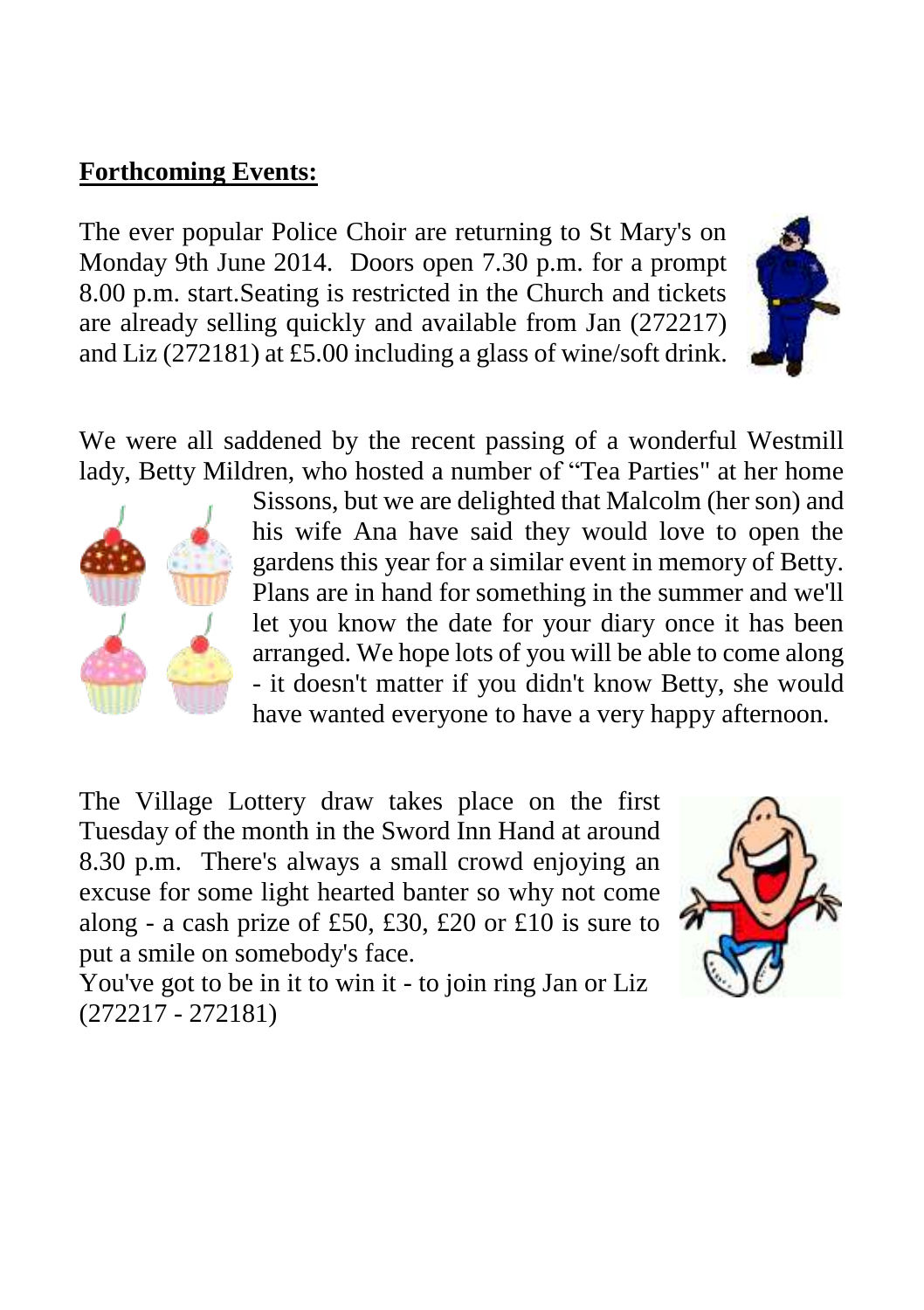## **Forthcoming Events:**

The ever popular Police Choir are returning to St Mary's on Monday 9th June 2014. Doors open 7.30 p.m. for a prompt 8.00 p.m. start.Seating is restricted in the Church and tickets are already selling quickly and available from Jan (272217) and Liz (272181) at £5.00 including a glass of wine/soft drink.

We were all saddened by the recent passing of a wonderful Westmill lady, Betty Mildren, who hosted a number of "Tea Parties" at her home Sissons, but we are delighted that Malcolm (her son) and his wife Ana have said they would love to open the gardens this year for a similar event in memory of Betty. Plans are in hand for something in the summer and we'll let you know the date for your diary once it has been arranged. We hope lots of you will be able to come along - it doesn't matter if you didn't know Betty, she would have wanted everyone to have a very happy afternoon.

The Village Lottery draw takes place on the first Tuesday of the month in the Sword Inn Hand at around 8.30 p.m. There's always a small crowd enjoying an excuse for some light hearted banter so why not come along - a cash prize of £50, £30, £20 or £10 is sure to put a smile on somebody's face.

You've got to be in it to win it - to join ring Jan or Liz (272217 - 272181)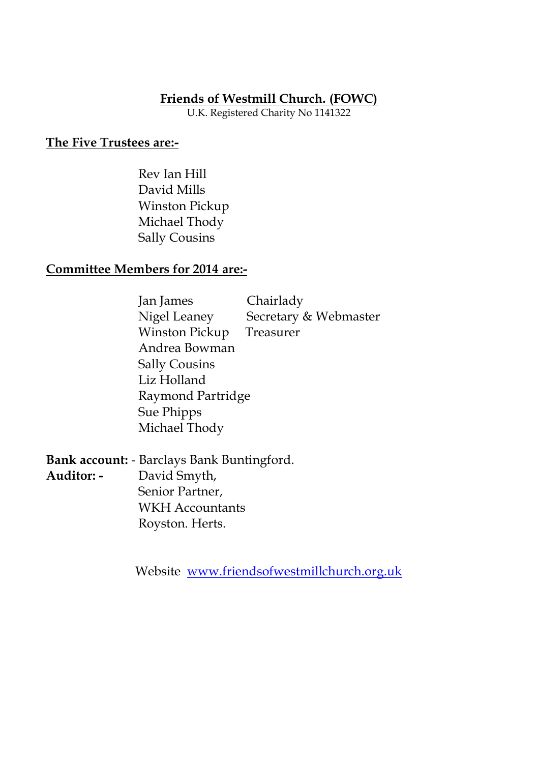# Friends of Westmill Church. (FOWC)

U.K. Registered Charity No 1141322

## The Five Trustees are:-

Rev Ian Hill
David Mills
Winston Pickup
Michael Thody
Sally Cousins

## Committee Members for 2014 are:-

| | |
|---|---|
| Jan James | Chairlady |
| Nigel Leaney | Secretary & Webmaster |
| Winston Pickup | Treasurer |
| Andrea Bowman | |
| Sally Cousins | |
| Liz Holland | |
| Raymond Partridge | |
| Sue Phipps | |
| Michael Thody | |

**Bank account:** - Barclays Bank Buntingford.

**Auditor: -** David Smyth,
Senior Partner,
WKH Accountants
Royston. Herts.

Website [www.friendsofwestmillchurch.org.uk](http://www.friendsofwestmillchurch.org.uk)